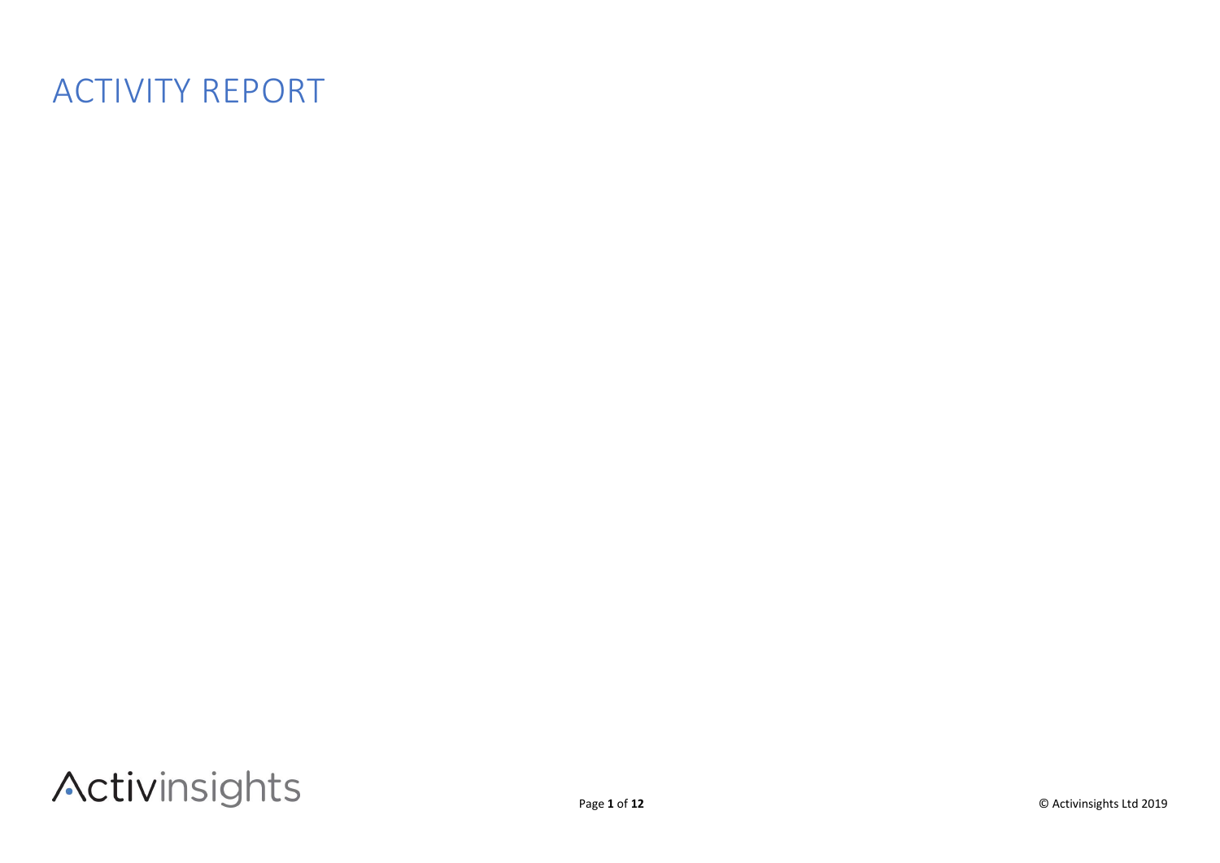# ACTIVITY REPORT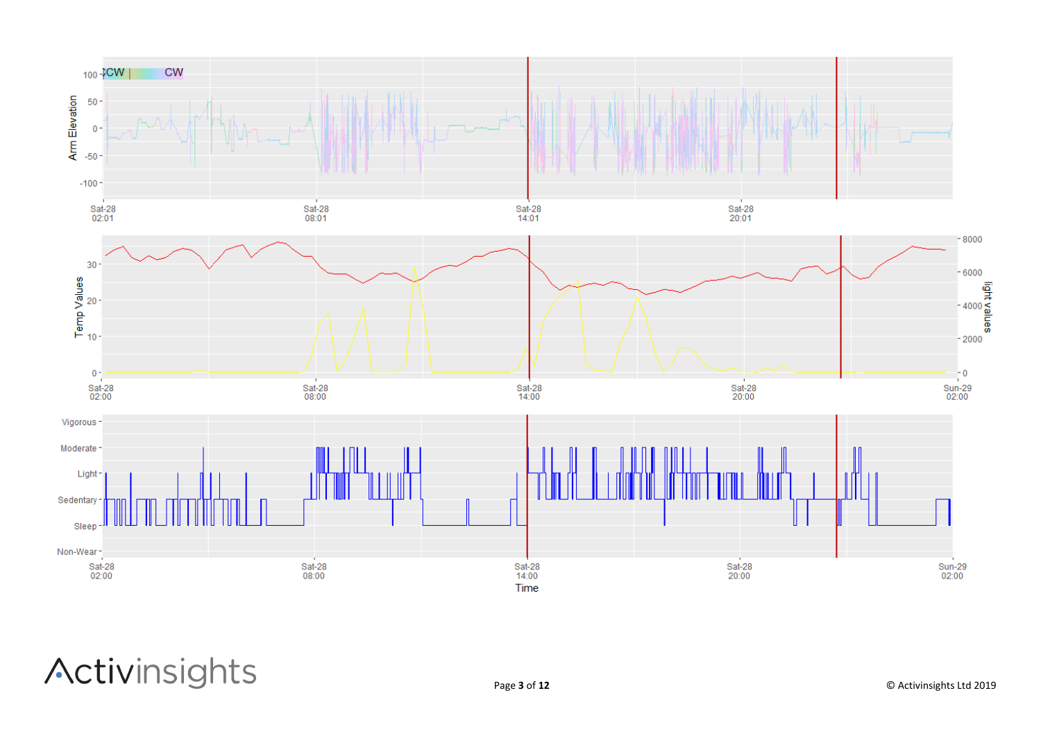Arm Elevation

100, 50, 0, -50, -100

CCW | CW

Sat-28 02:01 · Sat-28 08:01 · Sat-28 14:01 · Sat-28 20:01

Temp Values

30, 20, 10, 0

light values

8000, 6000, 4000, 2000, 0

Sat-28 02:00 · Sat-28 08:00 · Sat-28 14:00 · Sat-28 20:00 · Sun-29 02:00

Vigorous

Moderate

Light

Sedentary

Sleep

Non-Wear

Sat-28 02:00 · Sat-28 08:00 · Sat-28 14:00 · Sat-28 20:00 · Sun-29 02:00

Time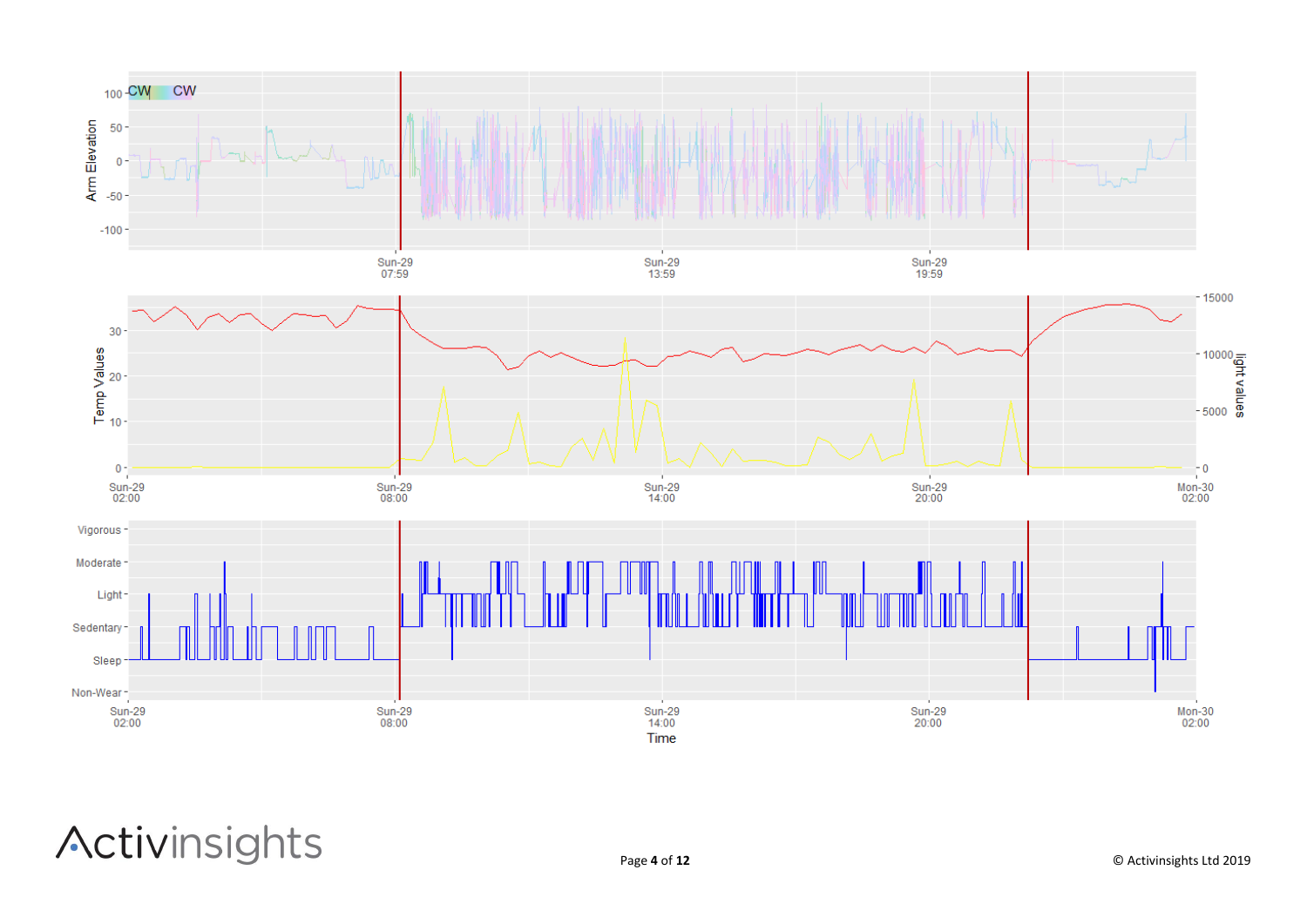Arm Elevation

100 CW CW
50
0
-50
-100

Sun-29 07:59 | Sun-29 13:59 | Sun-29 19:59

Temp Values | light values

30 | 15000
20 | 10000
10 | 5000
0 | 0

Sun-29 02:00 | Sun-29 08:00 | Sun-29 14:00 | Sun-29 20:00 | Mon-30 02:00

Vigorous
Moderate
Light
Sedentary
Sleep
Non-Wear

Sun-29 02:00 | Sun-29 08:00 | Sun-29 14:00 | Sun-29 20:00 | Mon-30 02:00

Time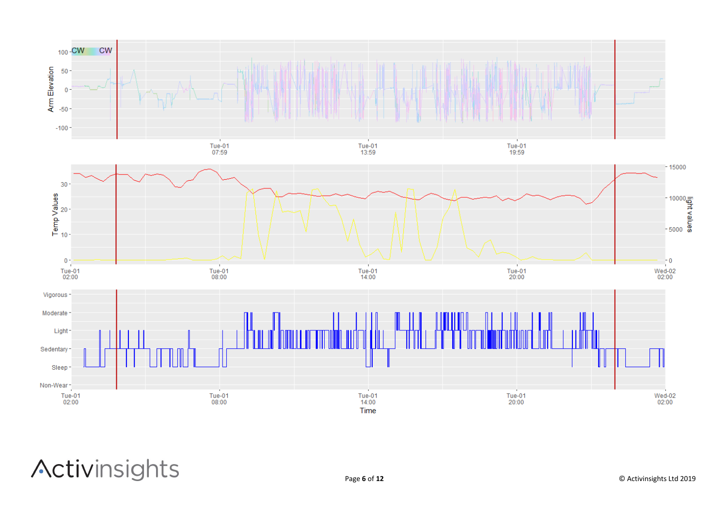Arm Elevation

100 CW CW
50
0
-50
-100

Tue-01 07:59 | Tue-01 13:59 | Tue-01 19:59

Temp Values | light values

30
20
10
0

15000
10000
5000
0

Tue-01 02:00 | Tue-01 08:00 | Tue-01 14:00 | Tue-01 20:00 | Wed-02 02:00

Vigorous
Moderate
Light
Sedentary
Sleep
Non-Wear

Tue-01 02:00 | Tue-01 08:00 | Tue-01 14:00 | Tue-01 20:00 | Wed-02 02:00

Time

Activinsights

© Activinsights Ltd 2019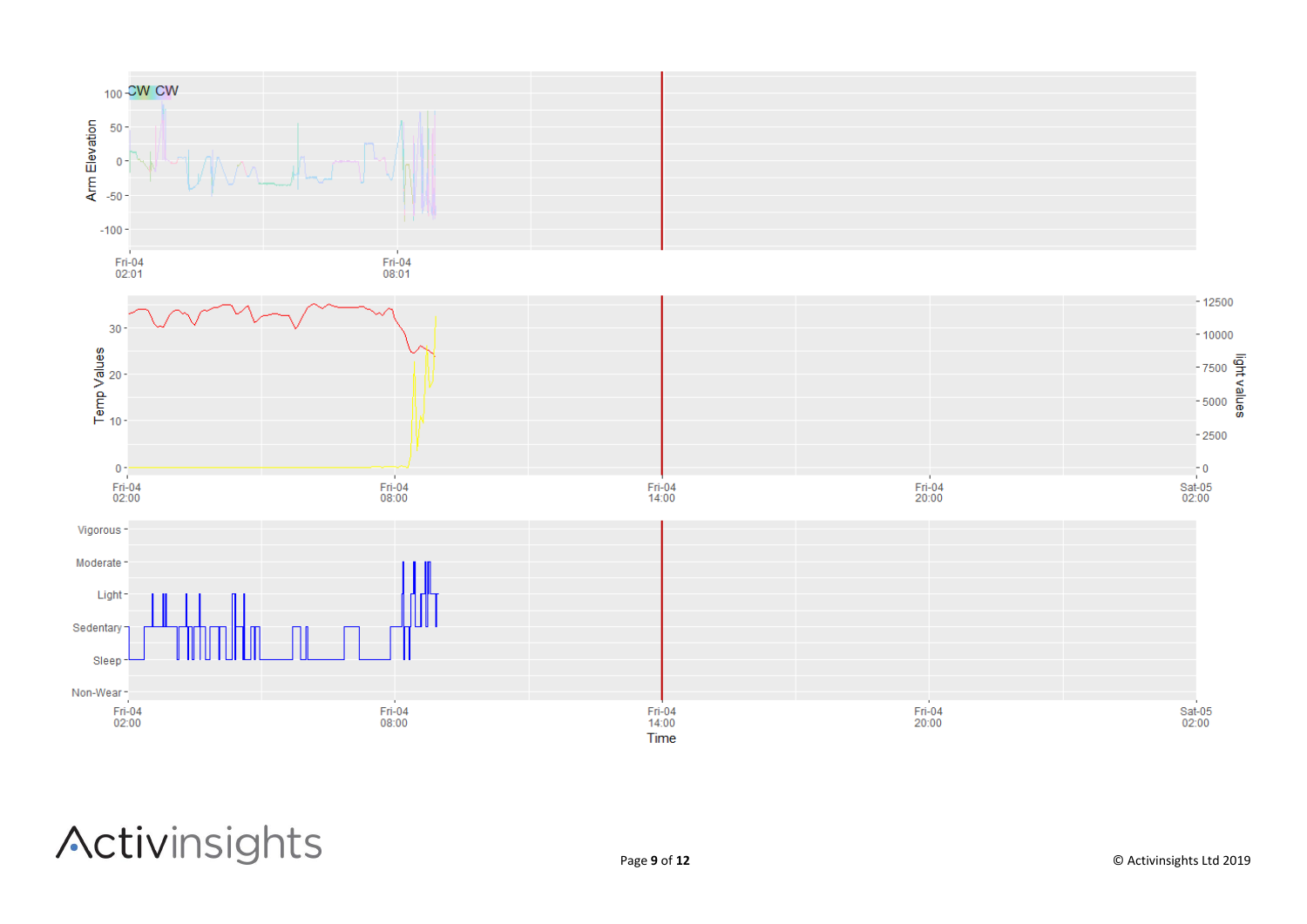CW CW

Arm Elevation

100
50
0
-50
-100

Fri-04
02:01

Fri-04
08:01

Temp Values

30
20
10
0

light values

12500
10000
7500
5000
2500
0

Fri-04
02:00

Fri-04
08:00

Fri-04
14:00

Fri-04
20:00

Sat-05
02:00

Vigorous
Moderate
Light
Sedentary
Sleep
Non-Wear

Fri-04
02:00

Fri-04
08:00

Fri-04
14:00

Fri-04
20:00

Sat-05
02:00

Time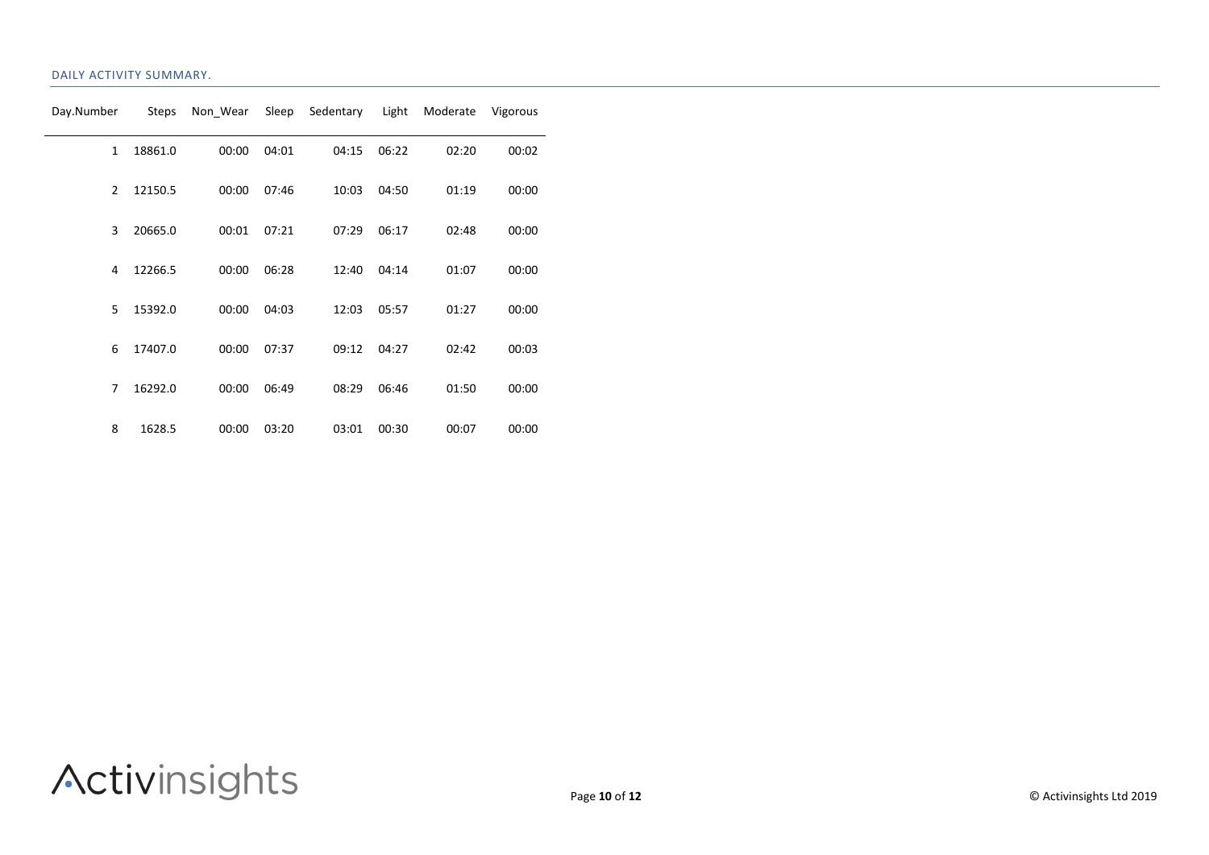## DAILY ACTIVITY SUMMARY.

| Day.Number | Steps | Non_Wear | Sleep | Sedentary | Light | Moderate | Vigorous |
|---|---|---|---|---|---|---|---|
| 1 | 18861.0 | 00:00 | 04:01 | 04:15 | 06:22 | 02:20 | 00:02 |
| 2 | 12150.5 | 00:00 | 07:46 | 10:03 | 04:50 | 01:19 | 00:00 |
| 3 | 20665.0 | 00:01 | 07:21 | 07:29 | 06:17 | 02:48 | 00:00 |
| 4 | 12266.5 | 00:00 | 06:28 | 12:40 | 04:14 | 01:07 | 00:00 |
| 5 | 15392.0 | 00:00 | 04:03 | 12:03 | 05:57 | 01:27 | 00:00 |
| 6 | 17407.0 | 00:00 | 07:37 | 09:12 | 04:27 | 02:42 | 00:03 |
| 7 | 16292.0 | 00:00 | 06:49 | 08:29 | 06:46 | 01:50 | 00:00 |
| 8 | 1628.5 | 00:00 | 03:20 | 03:01 | 00:30 | 00:07 | 00:00 |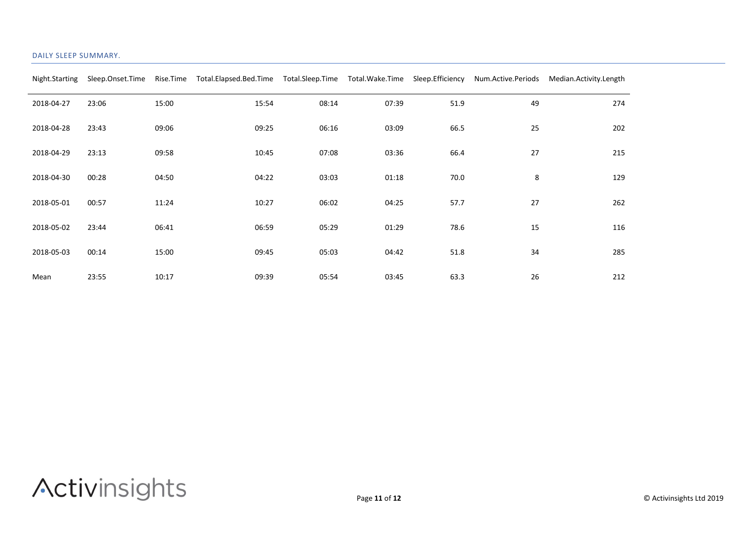DAILY SLEEP SUMMARY.

| Night.Starting | Sleep.Onset.Time | Rise.Time | Total.Elapsed.Bed.Time | Total.Sleep.Time | Total.Wake.Time | Sleep.Efficiency | Num.Active.Periods | Median.Activity.Length |
|---|---|---|---|---|---|---|---|---|
| 2018-04-27 | 23:06 | 15:00 | 15:54 | 08:14 | 07:39 | 51.9 | 49 | 274 |
| 2018-04-28 | 23:43 | 09:06 | 09:25 | 06:16 | 03:09 | 66.5 | 25 | 202 |
| 2018-04-29 | 23:13 | 09:58 | 10:45 | 07:08 | 03:36 | 66.4 | 27 | 215 |
| 2018-04-30 | 00:28 | 04:50 | 04:22 | 03:03 | 01:18 | 70.0 | 8 | 129 |
| 2018-05-01 | 00:57 | 11:24 | 10:27 | 06:02 | 04:25 | 57.7 | 27 | 262 |
| 2018-05-02 | 23:44 | 06:41 | 06:59 | 05:29 | 01:29 | 78.6 | 15 | 116 |
| 2018-05-03 | 00:14 | 15:00 | 09:45 | 05:03 | 04:42 | 51.8 | 34 | 285 |
| Mean | 23:55 | 10:17 | 09:39 | 05:54 | 03:45 | 63.3 | 26 | 212 |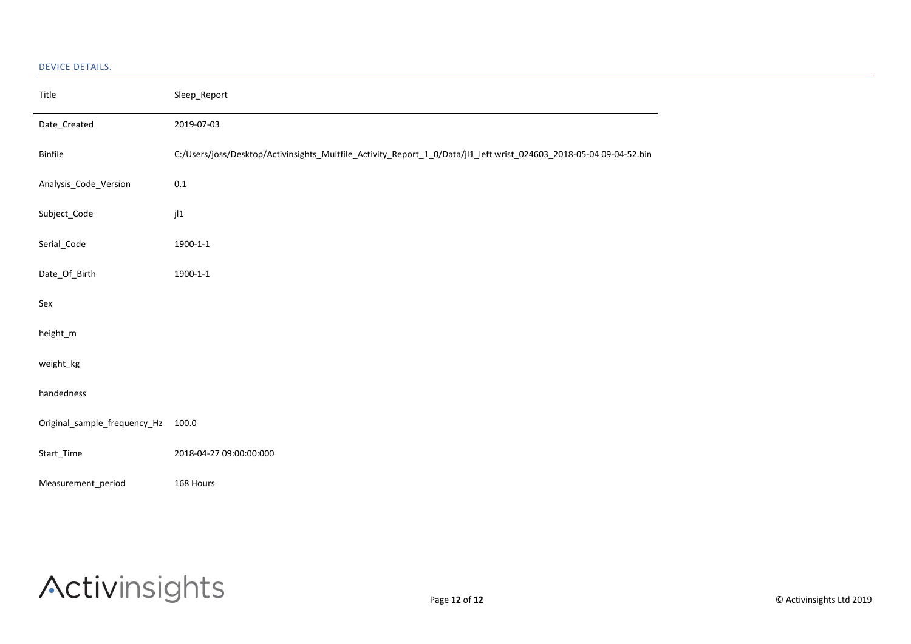## DEVICE DETAILS.

| | |
|---|---|
| Title | Sleep_Report |
| Date_Created | 2019-07-03 |
| Binfile | C:/Users/joss/Desktop/Activinsights_Multfile_Activity_Report_1_0/Data/jl1_left wrist_024603_2018-05-04 09-04-52.bin |
| Analysis_Code_Version | 0.1 |
| Subject_Code | jl1 |
| Serial_Code | 1900-1-1 |
| Date_Of_Birth | 1900-1-1 |
| Sex | |
| height_m | |
| weight_kg | |
| handedness | |
| Original_sample_frequency_Hz | 100.0 |
| Start_Time | 2018-04-27 09:00:00:000 |
| Measurement_period | 168 Hours |

Activinsights

© Activinsights Ltd 2019